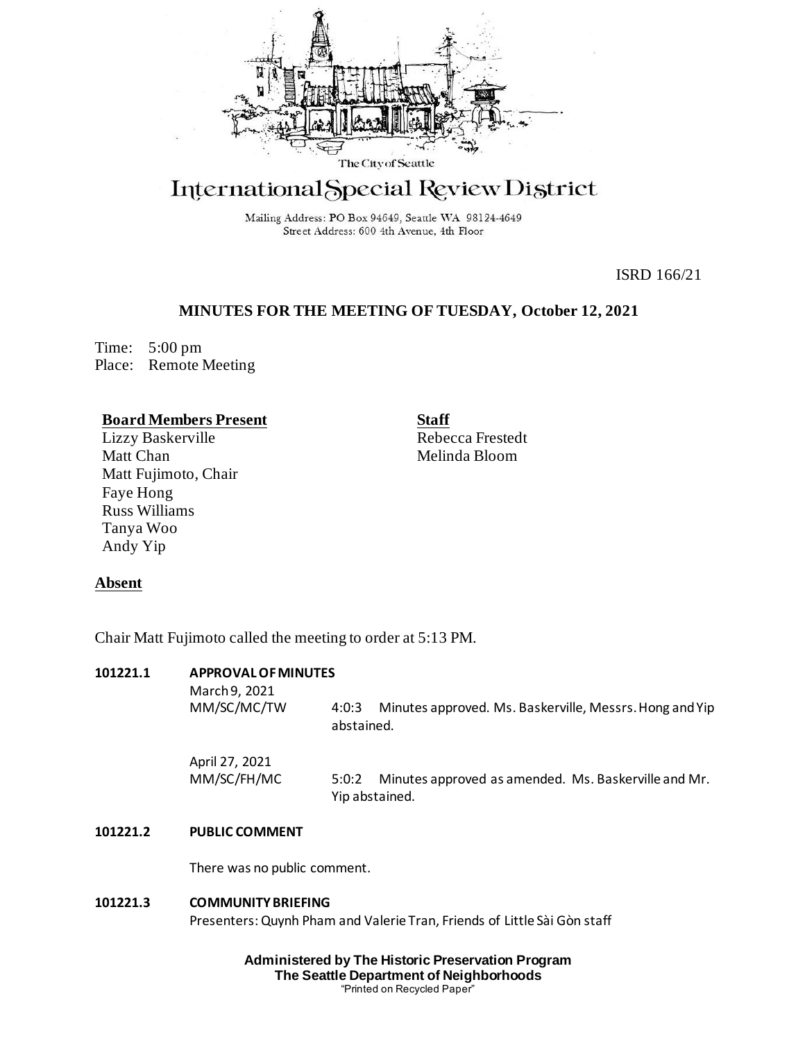The City of Seattle

# International Special Review District

Mailing Address: PO Box 94649, Seattle WA 98124-4649
Street Address: 600 4th Avenue, 4th Floor

ISRD 166/21

## MINUTES FOR THE MEETING OF TUESDAY, October 12, 2021

Time: 5:00 pm
Place: Remote Meeting

**Board Members Present**
Lizzy Baskerville
Matt Chan
Matt Fujimoto, Chair
Faye Hong
Russ Williams
Tanya Woo
Andy Yip

**Staff**
Rebecca Frestedt
Melinda Bloom

**Absent**

Chair Matt Fujimoto called the meeting to order at 5:13 PM.

**101221.1 APPROVAL OF MINUTES**

March 9, 2021
MM/SC/MC/TW 4:0:3 Minutes approved. Ms. Baskerville, Messrs. Hong and Yip abstained.

April 27, 2021
MM/SC/FH/MC 5:0:2 Minutes approved as amended. Ms. Baskerville and Mr. Yip abstained.

**101221.2 PUBLIC COMMENT**

There was no public comment.

**101221.3 COMMUNITY BRIEFING**

Presenters: Quynh Pham and Valerie Tran, Friends of Little Sài Gòn staff

**Administered by The Historic Preservation Program**
**The Seattle Department of Neighborhoods**
"Printed on Recycled Paper"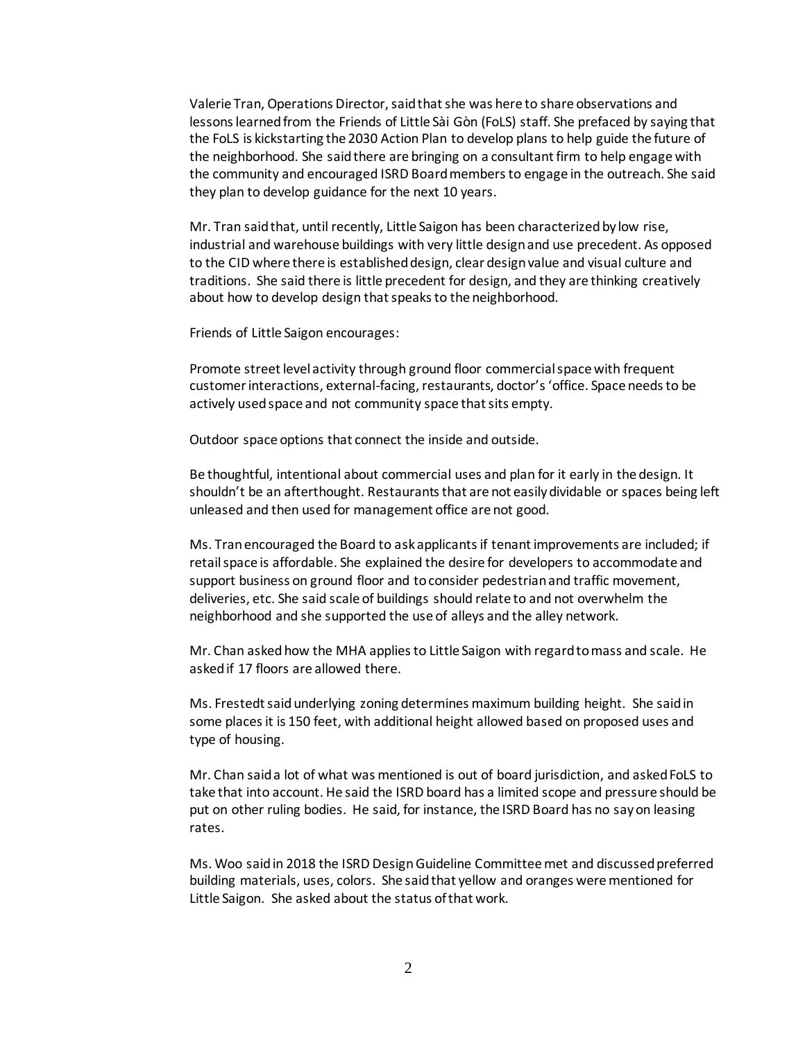Valerie Tran, Operations Director, said that she was here to share observations and lessons learned from the Friends of Little Sài Gòn (FoLS) staff. She prefaced by saying that the FoLS is kickstarting the 2030 Action Plan to develop plans to help guide the future of the neighborhood. She said there are bringing on a consultant firm to help engage with the community and encouraged ISRD Board members to engage in the outreach. She said they plan to develop guidance for the next 10 years.

Mr. Tran said that, until recently, Little Saigon has been characterized by low rise, industrial and warehouse buildings with very little design and use precedent. As opposed to the CID where there is established design, clear design value and visual culture and traditions. She said there is little precedent for design, and they are thinking creatively about how to develop design that speaks to the neighborhood.

Friends of Little Saigon encourages:

Promote street level activity through ground floor commercial space with frequent customer interactions, external-facing, restaurants, doctor's 'office. Space needs to be actively used space and not community space that sits empty.

Outdoor space options that connect the inside and outside.

Be thoughtful, intentional about commercial uses and plan for it early in the design. It shouldn't be an afterthought. Restaurants that are not easily dividable or spaces being left unleased and then used for management office are not good.

Ms. Tran encouraged the Board to ask applicants if tenant improvements are included; if retail space is affordable. She explained the desire for developers to accommodate and support business on ground floor and to consider pedestrian and traffic movement, deliveries, etc. She said scale of buildings should relate to and not overwhelm the neighborhood and she supported the use of alleys and the alley network.

Mr. Chan asked how the MHA applies to Little Saigon with regard to mass and scale. He asked if 17 floors are allowed there.

Ms. Frestedt said underlying zoning determines maximum building height. She said in some places it is 150 feet, with additional height allowed based on proposed uses and type of housing.

Mr. Chan said a lot of what was mentioned is out of board jurisdiction, and asked FoLS to take that into account. He said the ISRD board has a limited scope and pressure should be put on other ruling bodies. He said, for instance, the ISRD Board has no say on leasing rates.

Ms. Woo said in 2018 the ISRD Design Guideline Committee met and discussed preferred building materials, uses, colors. She said that yellow and oranges were mentioned for Little Saigon. She asked about the status of that work.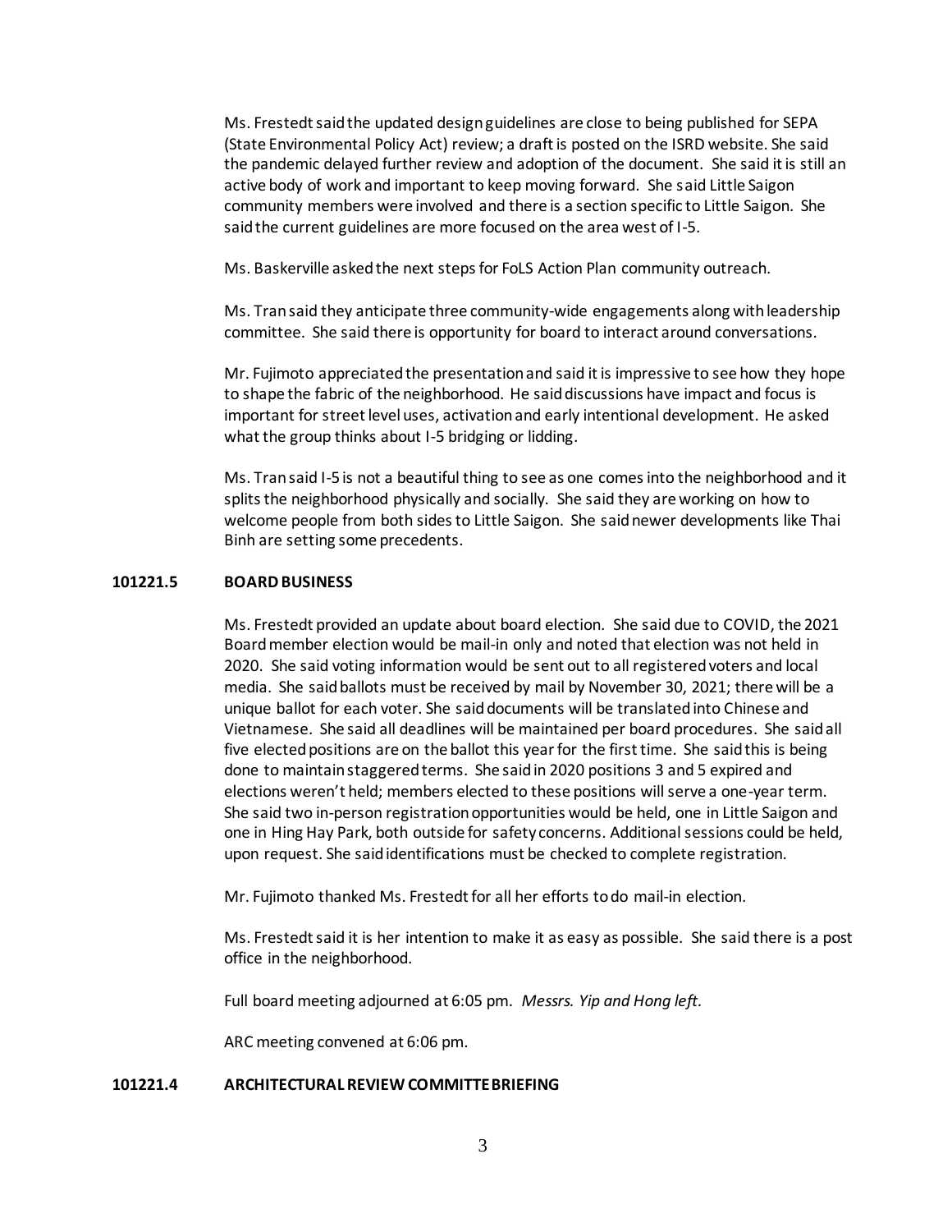Ms. Frestedt said the updated design guidelines are close to being published for SEPA (State Environmental Policy Act) review; a draft is posted on the ISRD website. She said the pandemic delayed further review and adoption of the document. She said it is still an active body of work and important to keep moving forward. She said Little Saigon community members were involved and there is a section specific to Little Saigon. She said the current guidelines are more focused on the area west of I-5.

Ms. Baskerville asked the next steps for FoLS Action Plan community outreach.

Ms. Tran said they anticipate three community-wide engagements along with leadership committee. She said there is opportunity for board to interact around conversations.

Mr. Fujimoto appreciated the presentation and said it is impressive to see how they hope to shape the fabric of the neighborhood. He said discussions have impact and focus is important for street level uses, activation and early intentional development. He asked what the group thinks about I-5 bridging or lidding.

Ms. Tran said I-5 is not a beautiful thing to see as one comes into the neighborhood and it splits the neighborhood physically and socially. She said they are working on how to welcome people from both sides to Little Saigon. She said newer developments like Thai Binh are setting some precedents.

**101221.5 BOARD BUSINESS**

Ms. Frestedt provided an update about board election. She said due to COVID, the 2021 Board member election would be mail-in only and noted that election was not held in 2020. She said voting information would be sent out to all registered voters and local media. She said ballots must be received by mail by November 30, 2021; there will be a unique ballot for each voter. She said documents will be translated into Chinese and Vietnamese. She said all deadlines will be maintained per board procedures. She said all five elected positions are on the ballot this year for the first time. She said this is being done to maintain staggered terms. She said in 2020 positions 3 and 5 expired and elections weren't held; members elected to these positions will serve a one-year term. She said two in-person registration opportunities would be held, one in Little Saigon and one in Hing Hay Park, both outside for safety concerns. Additional sessions could be held, upon request. She said identifications must be checked to complete registration.

Mr. Fujimoto thanked Ms. Frestedt for all her efforts to do mail-in election.

Ms. Frestedt said it is her intention to make it as easy as possible. She said there is a post office in the neighborhood.

Full board meeting adjourned at 6:05 pm. *Messrs. Yip and Hong left.*

ARC meeting convened at 6:06 pm.

**101221.4 ARCHITECTURAL REVIEW COMMITTE BRIEFING**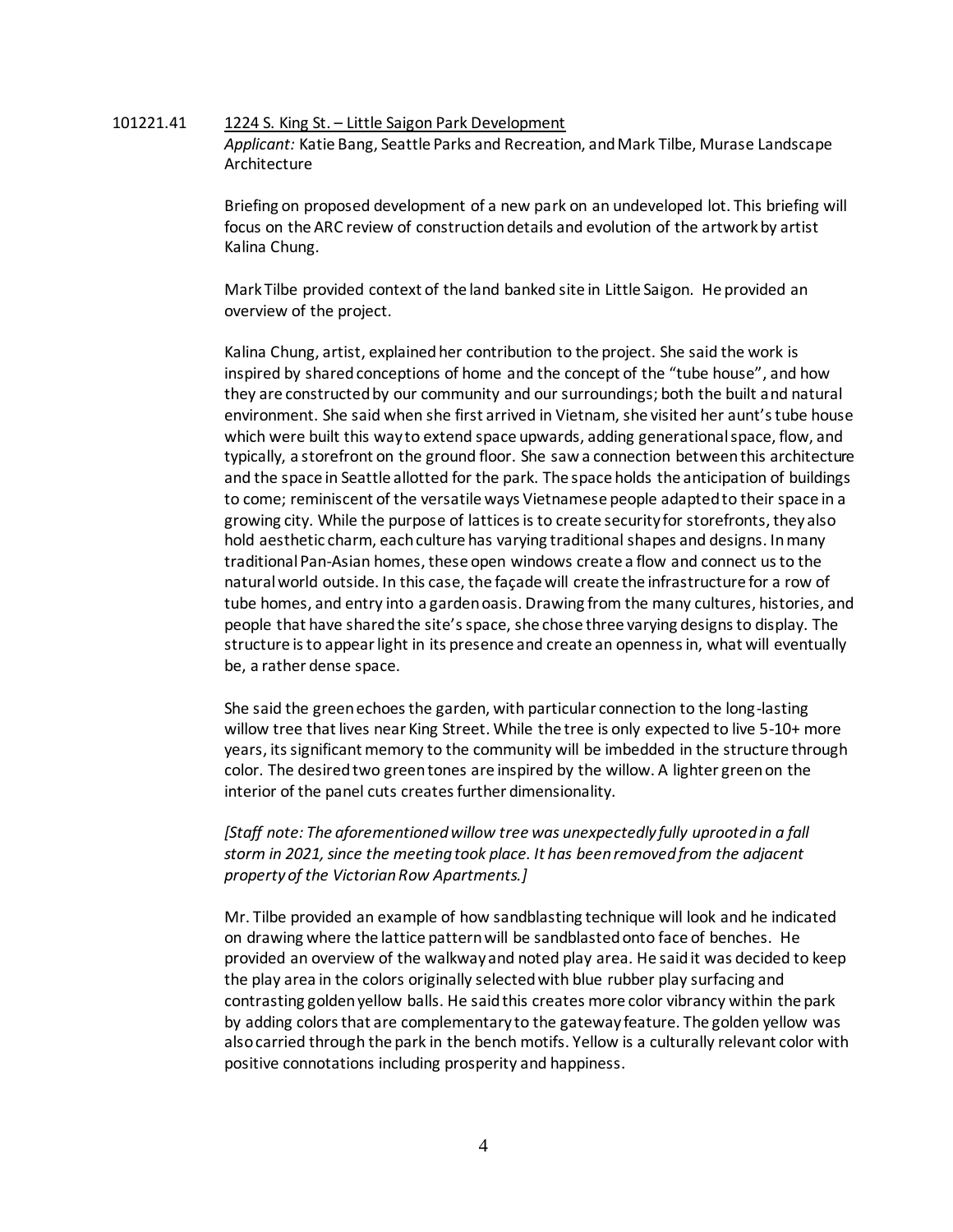101221.41 <u>1224 S. King St. – Little Saigon Park Development</u>

*Applicant:* Katie Bang, Seattle Parks and Recreation, and Mark Tilbe, Murase Landscape Architecture

Briefing on proposed development of a new park on an undeveloped lot. This briefing will focus on the ARC review of construction details and evolution of the artwork by artist Kalina Chung.

Mark Tilbe provided context of the land banked site in Little Saigon. He provided an overview of the project.

Kalina Chung, artist, explained her contribution to the project. She said the work is inspired by shared conceptions of home and the concept of the "tube house", and how they are constructed by our community and our surroundings; both the built and natural environment. She said when she first arrived in Vietnam, she visited her aunt's tube house which were built this way to extend space upwards, adding generational space, flow, and typically, a storefront on the ground floor. She saw a connection between this architecture and the space in Seattle allotted for the park. The space holds the anticipation of buildings to come; reminiscent of the versatile ways Vietnamese people adapted to their space in a growing city. While the purpose of lattices is to create security for storefronts, they also hold aesthetic charm, each culture has varying traditional shapes and designs. In many traditional Pan-Asian homes, these open windows create a flow and connect us to the natural world outside. In this case, the façade will create the infrastructure for a row of tube homes, and entry into a garden oasis. Drawing from the many cultures, histories, and people that have shared the site's space, she chose three varying designs to display. The structure is to appear light in its presence and create an openness in, what will eventually be, a rather dense space.

She said the green echoes the garden, with particular connection to the long-lasting willow tree that lives near King Street. While the tree is only expected to live 5-10+ more years, its significant memory to the community will be imbedded in the structure through color. The desired two green tones are inspired by the willow. A lighter green on the interior of the panel cuts creates further dimensionality.

*[Staff note: The aforementioned willow tree was unexpectedly fully uprooted in a fall storm in 2021, since the meeting took place. It has been removed from the adjacent property of the Victorian Row Apartments.]*

Mr. Tilbe provided an example of how sandblasting technique will look and he indicated on drawing where the lattice pattern will be sandblasted onto face of benches. He provided an overview of the walkway and noted play area. He said it was decided to keep the play area in the colors originally selected with blue rubber play surfacing and contrasting golden yellow balls. He said this creates more color vibrancy within the park by adding colors that are complementary to the gateway feature. The golden yellow was also carried through the park in the bench motifs. Yellow is a culturally relevant color with positive connotations including prosperity and happiness.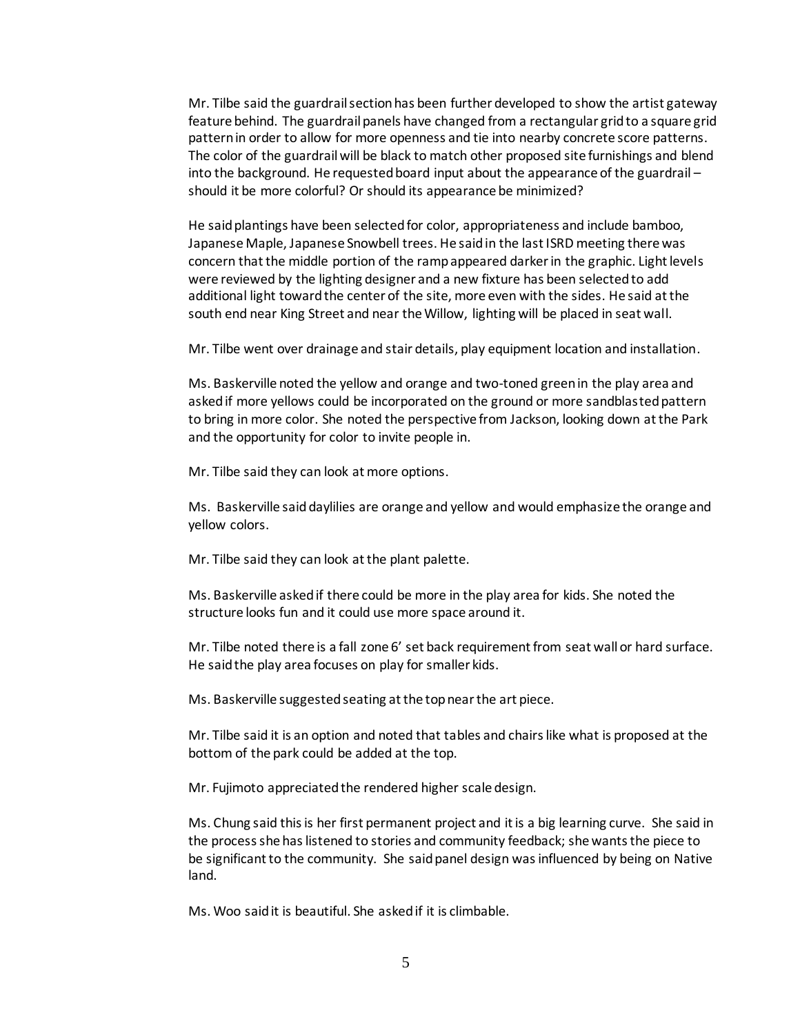Mr. Tilbe said the guardrail section has been further developed to show the artist gateway feature behind. The guardrail panels have changed from a rectangular grid to a square grid pattern in order to allow for more openness and tie into nearby concrete score patterns. The color of the guardrail will be black to match other proposed site furnishings and blend into the background. He requested board input about the appearance of the guardrail – should it be more colorful? Or should its appearance be minimized?

He said plantings have been selected for color, appropriateness and include bamboo, Japanese Maple, Japanese Snowbell trees. He said in the last ISRD meeting there was concern that the middle portion of the ramp appeared darker in the graphic. Light levels were reviewed by the lighting designer and a new fixture has been selected to add additional light toward the center of the site, more even with the sides. He said at the south end near King Street and near the Willow, lighting will be placed in seat wall.

Mr. Tilbe went over drainage and stair details, play equipment location and installation.

Ms. Baskerville noted the yellow and orange and two-toned green in the play area and asked if more yellows could be incorporated on the ground or more sandblasted pattern to bring in more color. She noted the perspective from Jackson, looking down at the Park and the opportunity for color to invite people in.

Mr. Tilbe said they can look at more options.

Ms. Baskerville said daylilies are orange and yellow and would emphasize the orange and yellow colors.

Mr. Tilbe said they can look at the plant palette.

Ms. Baskerville asked if there could be more in the play area for kids. She noted the structure looks fun and it could use more space around it.

Mr. Tilbe noted there is a fall zone 6' set back requirement from seat wall or hard surface. He said the play area focuses on play for smaller kids.

Ms. Baskerville suggested seating at the top near the art piece.

Mr. Tilbe said it is an option and noted that tables and chairs like what is proposed at the bottom of the park could be added at the top.

Mr. Fujimoto appreciated the rendered higher scale design.

Ms. Chung said this is her first permanent project and it is a big learning curve. She said in the process she has listened to stories and community feedback; she wants the piece to be significant to the community. She said panel design was influenced by being on Native land.

Ms. Woo said it is beautiful. She asked if it is climbable.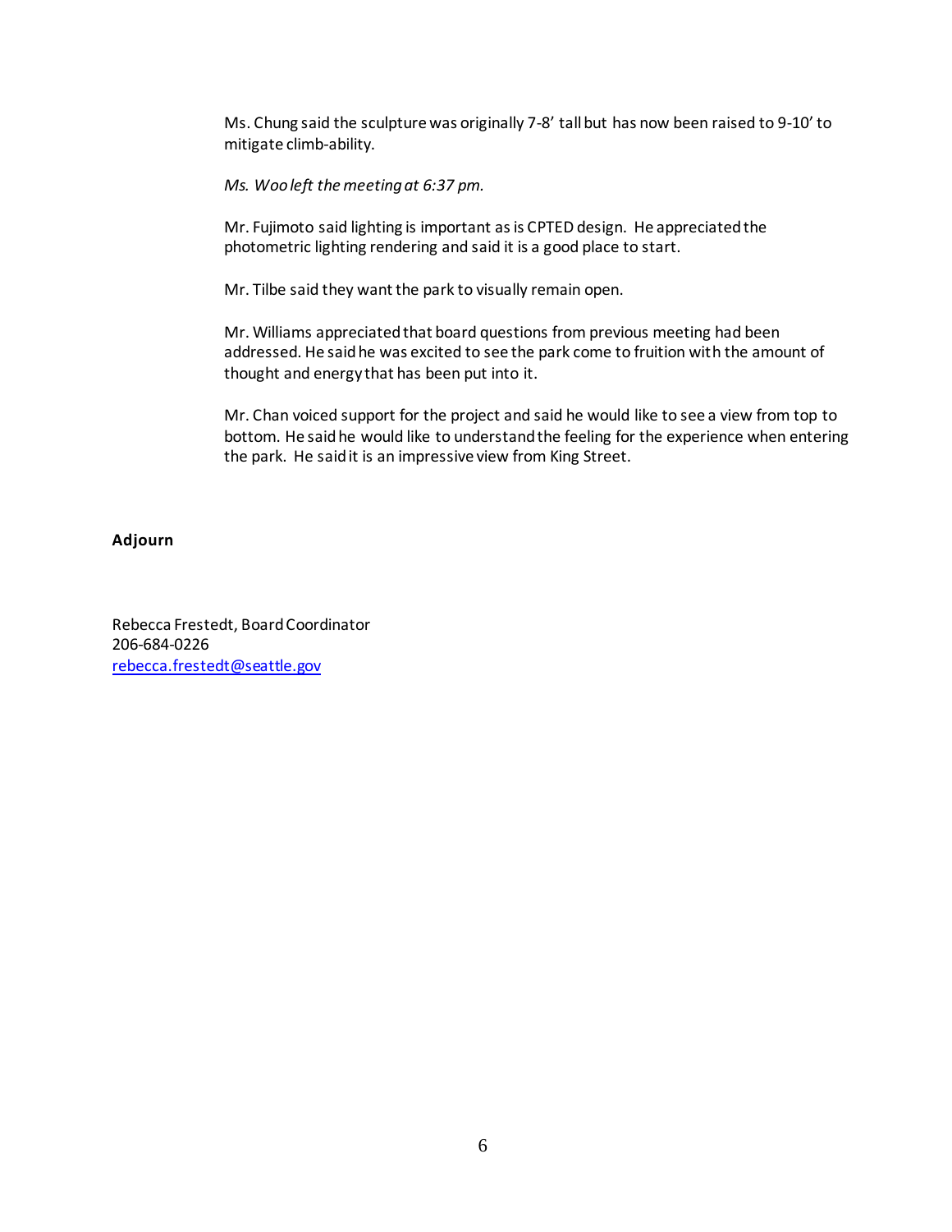Ms. Chung said the sculpture was originally 7-8' tall but has now been raised to 9-10' to mitigate climb-ability.

*Ms. Woo left the meeting at 6:37 pm.*

Mr. Fujimoto said lighting is important as is CPTED design. He appreciated the photometric lighting rendering and said it is a good place to start.

Mr. Tilbe said they want the park to visually remain open.

Mr. Williams appreciated that board questions from previous meeting had been addressed. He said he was excited to see the park come to fruition with the amount of thought and energy that has been put into it.

Mr. Chan voiced support for the project and said he would like to see a view from top to bottom. He said he would like to understand the feeling for the experience when entering the park. He said it is an impressive view from King Street.

**Adjourn**

Rebecca Frestedt, Board Coordinator
206-684-0226
rebecca.frestedt@seattle.gov